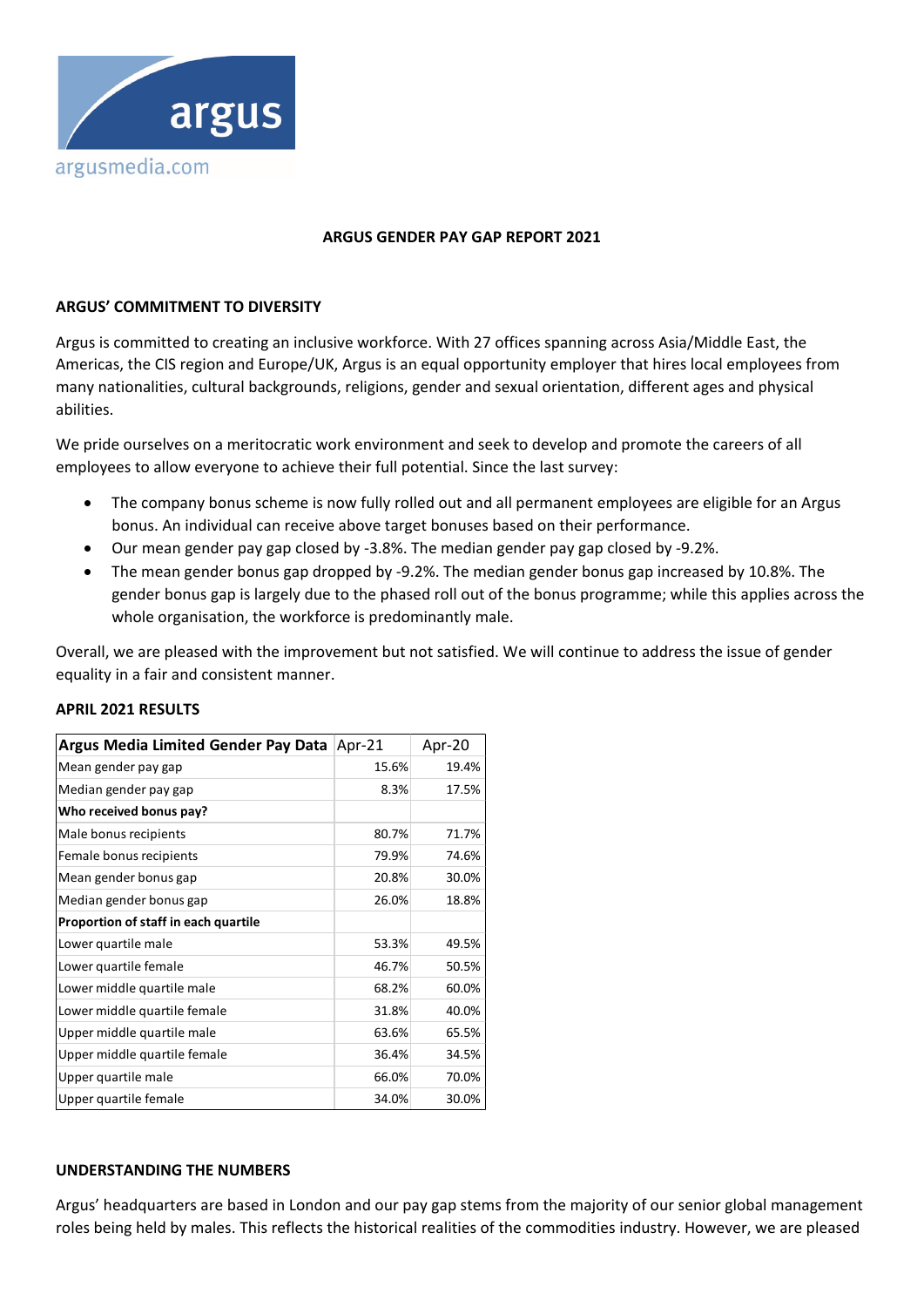argusmedia.com

# ARGUS GENDER PAY GAP REPORT 2021

## ARGUS' COMMITMENT TO DIVERSITY

Argus is committed to creating an inclusive workforce. With 27 offices spanning across Asia/Middle East, the Americas, the CIS region and Europe/UK, Argus is an equal opportunity employer that hires local employees from many nationalities, cultural backgrounds, religions, gender and sexual orientation, different ages and physical abilities.

We pride ourselves on a meritocratic work environment and seek to develop and promote the careers of all employees to allow everyone to achieve their full potential. Since the last survey:

- The company bonus scheme is now fully rolled out and all permanent employees are eligible for an Argus bonus. An individual can receive above target bonuses based on their performance.
- Our mean gender pay gap closed by -3.8%. The median gender pay gap closed by -9.2%.
- The mean gender bonus gap dropped by -9.2%. The median gender bonus gap increased by 10.8%. The gender bonus gap is largely due to the phased roll out of the bonus programme; while this applies across the whole organisation, the workforce is predominantly male.

Overall, we are pleased with the improvement but not satisfied. We will continue to address the issue of gender equality in a fair and consistent manner.

## APRIL 2021 RESULTS

| Argus Media Limited Gender Pay Data | Apr-21 | Apr-20 |
|---|---|---|
| Mean gender pay gap | 15.6% | 19.4% |
| Median gender pay gap | 8.3% | 17.5% |
| **Who received bonus pay?** | | |
| Male bonus recipients | 80.7% | 71.7% |
| Female bonus recipients | 79.9% | 74.6% |
| Mean gender bonus gap | 20.8% | 30.0% |
| Median gender bonus gap | 26.0% | 18.8% |
| **Proportion of staff in each quartile** | | |
| Lower quartile male | 53.3% | 49.5% |
| Lower quartile female | 46.7% | 50.5% |
| Lower middle quartile male | 68.2% | 60.0% |
| Lower middle quartile female | 31.8% | 40.0% |
| Upper middle quartile male | 63.6% | 65.5% |
| Upper middle quartile female | 36.4% | 34.5% |
| Upper quartile male | 66.0% | 70.0% |
| Upper quartile female | 34.0% | 30.0% |

## UNDERSTANDING THE NUMBERS

Argus' headquarters are based in London and our pay gap stems from the majority of our senior global management roles being held by males. This reflects the historical realities of the commodities industry. However, we are pleased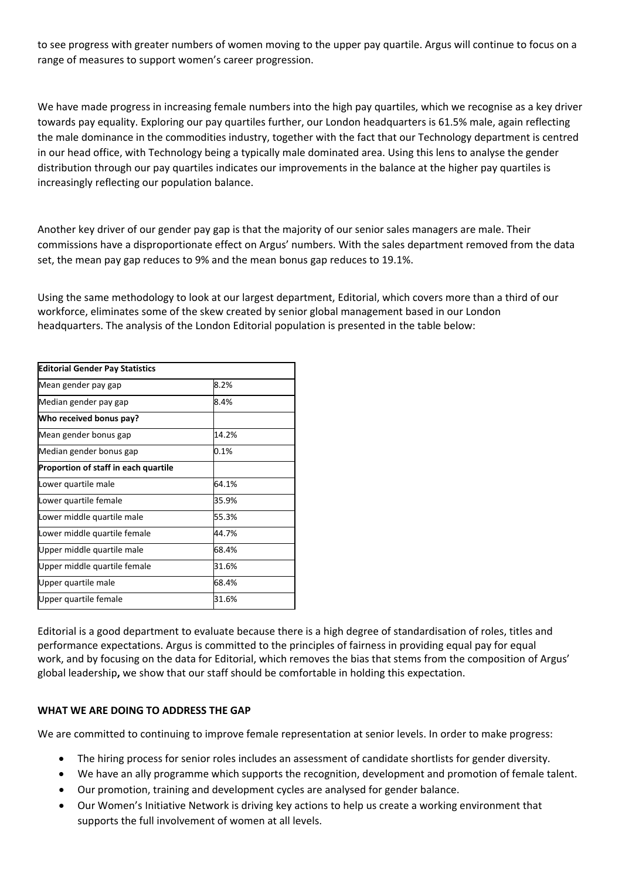to see progress with greater numbers of women moving to the upper pay quartile. Argus will continue to focus on a range of measures to support women's career progression.

We have made progress in increasing female numbers into the high pay quartiles, which we recognise as a key driver towards pay equality. Exploring our pay quartiles further, our London headquarters is 61.5% male, again reflecting the male dominance in the commodities industry, together with the fact that our Technology department is centred in our head office, with Technology being a typically male dominated area. Using this lens to analyse the gender distribution through our pay quartiles indicates our improvements in the balance at the higher pay quartiles is increasingly reflecting our population balance.

Another key driver of our gender pay gap is that the majority of our senior sales managers are male. Their commissions have a disproportionate effect on Argus' numbers. With the sales department removed from the data set, the mean pay gap reduces to 9% and the mean bonus gap reduces to 19.1%.

Using the same methodology to look at our largest department, Editorial, which covers more than a third of our workforce, eliminates some of the skew created by senior global management based in our London headquarters. The analysis of the London Editorial population is presented in the table below:

| **Editorial Gender Pay Statistics** | |
|---|---|
| Mean gender pay gap | 8.2% |
| Median gender pay gap | 8.4% |
| **Who received bonus pay?** | |
| Mean gender bonus gap | 14.2% |
| Median gender bonus gap | 0.1% |
| **Proportion of staff in each quartile** | |
| Lower quartile male | 64.1% |
| Lower quartile female | 35.9% |
| Lower middle quartile male | 55.3% |
| Lower middle quartile female | 44.7% |
| Upper middle quartile male | 68.4% |
| Upper middle quartile female | 31.6% |
| Upper quartile male | 68.4% |
| Upper quartile female | 31.6% |

Editorial is a good department to evaluate because there is a high degree of standardisation of roles, titles and performance expectations. Argus is committed to the principles of fairness in providing equal pay for equal work, and by focusing on the data for Editorial, which removes the bias that stems from the composition of Argus' global leadership**,** we show that our staff should be comfortable in holding this expectation.

**WHAT WE ARE DOING TO ADDRESS THE GAP**

We are committed to continuing to improve female representation at senior levels. In order to make progress:

- The hiring process for senior roles includes an assessment of candidate shortlists for gender diversity.
- We have an ally programme which supports the recognition, development and promotion of female talent.
- Our promotion, training and development cycles are analysed for gender balance.
- Our Women's Initiative Network is driving key actions to help us create a working environment that supports the full involvement of women at all levels.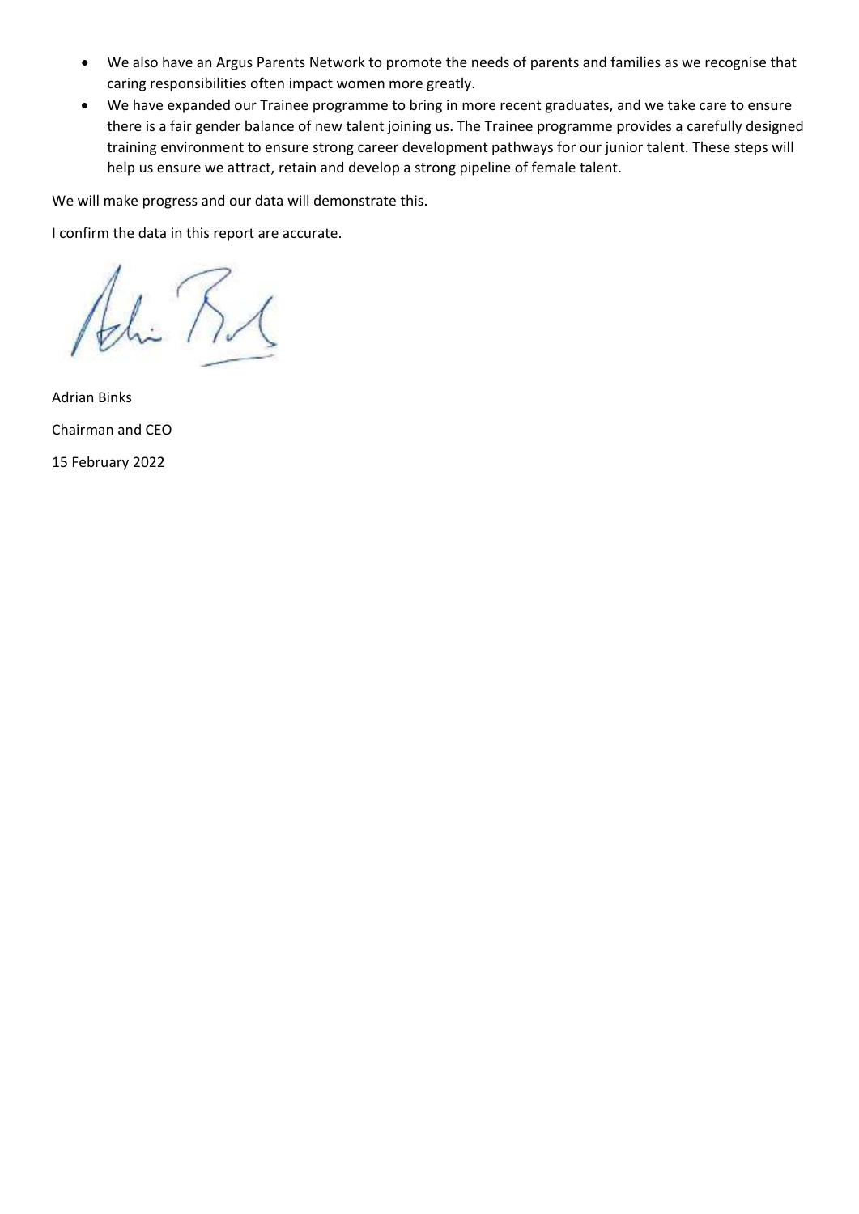- We also have an Argus Parents Network to promote the needs of parents and families as we recognise that caring responsibilities often impact women more greatly.
- We have expanded our Trainee programme to bring in more recent graduates, and we take care to ensure there is a fair gender balance of new talent joining us. The Trainee programme provides a carefully designed training environment to ensure strong career development pathways for our junior talent. These steps will help us ensure we attract, retain and develop a strong pipeline of female talent.

We will make progress and our data will demonstrate this.

I confirm the data in this report are accurate.

Adrian Binks

Chairman and CEO

15 February 2022